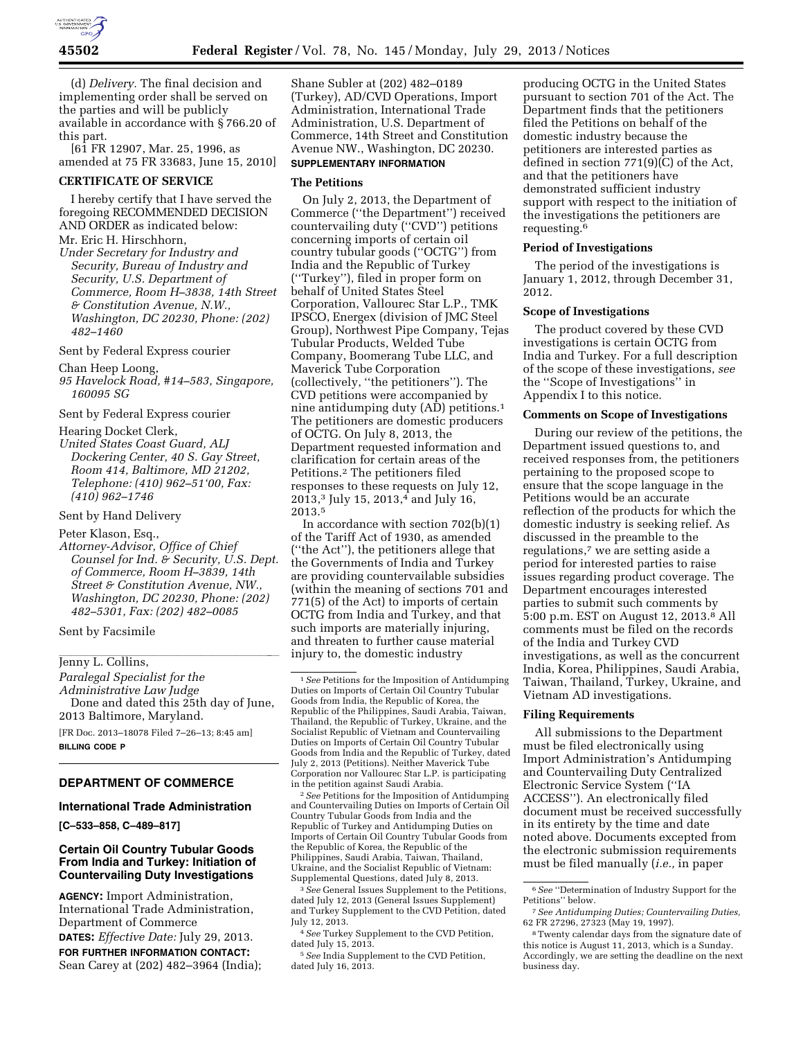(d) *Delivery.* The final decision and implementing order shall be served on the parties and will be publicly available in accordance with § 766.20 of this part.

[61 FR 12907, Mar. 25, 1996, as amended at 75 FR 33683, June 15, 2010]

**CERTIFICATE OF SERVICE**

I hereby certify that I have served the foregoing RECOMMENDED DECISION AND ORDER as indicated below:

Mr. Eric H. Hirschhorn,
*Under Secretary for Industry and Security, Bureau of Industry and Security, U.S. Department of Commerce, Room H–3838, 14th Street & Constitution Avenue, N.W., Washington, DC 20230, Phone: (202) 482–1460*

Sent by Federal Express courier

Chan Heep Loong,
*95 Havelock Road, #14–583, Singapore, 160095 SG*

Sent by Federal Express courier

Hearing Docket Clerk,
*United States Coast Guard, ALJ Dockering Center, 40 S. Gay Street, Room 414, Baltimore, MD 21202, Telephone: (410) 962–51‘00, Fax: (410) 962–1746*

Sent by Hand Delivery

Peter Klason, Esq.,
*Attorney-Advisor, Office of Chief Counsel for Ind. & Security, U.S. Dept. of Commerce, Room H–3839, 14th Street & Constitution Avenue, NW., Washington, DC 20230, Phone: (202) 482–5301, Fax: (202) 482–0085*

Sent by Facsimile

Jenny L. Collins,
*Paralegal Specialist for the Administrative Law Judge*

Done and dated this 25th day of June, 2013 Baltimore, Maryland.

[FR Doc. 2013–18078 Filed 7–26–13; 8:45 am]

**BILLING CODE P**

## DEPARTMENT OF COMMERCE

### International Trade Administration

**[C–533–858, C–489–817]**

### Certain Oil Country Tubular Goods From India and Turkey: Initiation of Countervailing Duty Investigations

**AGENCY:** Import Administration, International Trade Administration, Department of Commerce

**DATES:** *Effective Date:* July 29, 2013.

**FOR FURTHER INFORMATION CONTACT:** Sean Carey at (202) 482–3964 (India); Shane Subler at (202) 482–0189 (Turkey), AD/CVD Operations, Import Administration, International Trade Administration, U.S. Department of Commerce, 14th Street and Constitution Avenue NW., Washington, DC 20230.

**SUPPLEMENTARY INFORMATION**

**The Petitions**

On July 2, 2013, the Department of Commerce (''the Department'') received countervailing duty (''CVD'') petitions concerning imports of certain oil country tubular goods (''OCTG'') from India and the Republic of Turkey (''Turkey''), filed in proper form on behalf of United States Steel Corporation, Vallourec Star L.P., TMK IPSCO, Energex (division of JMC Steel Group), Northwest Pipe Company, Tejas Tubular Products, Welded Tube Company, Boomerang Tube LLC, and Maverick Tube Corporation (collectively, ''the petitioners''). The CVD petitions were accompanied by nine antidumping duty (AD) petitions.[1] The petitioners are domestic producers of OCTG. On July 8, 2013, the Department requested information and clarification for certain areas of the Petitions.[2] The petitioners filed responses to these requests on July 12, 2013,[3] July 15, 2013,[4] and July 16, 2013.[5]

In accordance with section 702(b)(1) of the Tariff Act of 1930, as amended (''the Act''), the petitioners allege that the Governments of India and Turkey are providing countervailable subsidies (within the meaning of sections 701 and 771(5) of the Act) to imports of certain OCTG from India and Turkey, and that such imports are materially injuring, and threaten to further cause material injury to, the domestic industry producing OCTG in the United States pursuant to section 701 of the Act. The Department finds that the petitioners filed the Petitions on behalf of the domestic industry because the petitioners are interested parties as defined in section 771(9)(C) of the Act, and that the petitioners have demonstrated sufficient industry support with respect to the initiation of the investigations the petitioners are requesting.[6]

**Period of Investigations**

The period of the investigations is January 1, 2012, through December 31, 2012.

**Scope of Investigations**

The product covered by these CVD investigations is certain OCTG from India and Turkey. For a full description of the scope of these investigations, *see* the ''Scope of Investigations'' in Appendix I to this notice.

**Comments on Scope of Investigations**

During our review of the petitions, the Department issued questions to, and received responses from, the petitioners pertaining to the proposed scope to ensure that the scope language in the Petitions would be an accurate reflection of the products for which the domestic industry is seeking relief. As discussed in the preamble to the regulations,[7] we are setting aside a period for interested parties to raise issues regarding product coverage. The Department encourages interested parties to submit such comments by 5:00 p.m. EST on August 12, 2013.[8] All comments must be filed on the records of the India and Turkey CVD investigations, as well as the concurrent India, Korea, Philippines, Saudi Arabia, Taiwan, Thailand, Turkey, Ukraine, and Vietnam AD investigations.

**Filing Requirements**

All submissions to the Department must be filed electronically using Import Administration's Antidumping and Countervailing Duty Centralized Electronic Service System (''IA ACCESS''). An electronically filed document must be received successfully in its entirety by the time and date noted above. Documents excepted from the electronic submission requirements must be filed manually (*i.e.,* in paper

---

[1] *See* Petitions for the Imposition of Antidumping Duties on Imports of Certain Oil Country Tubular Goods from India, the Republic of Korea, the Republic of the Philippines, Saudi Arabia, Taiwan, Thailand, the Republic of Turkey, Ukraine, and the Socialist Republic of Vietnam and Countervailing Duties on Imports of Certain Oil Country Tubular Goods from India and the Republic of Turkey, dated July 2, 2013 (Petitions). Neither Maverick Tube Corporation nor Vallourec Star L.P. is participating in the petition against Saudi Arabia.

[2] *See* Petitions for the Imposition of Antidumping and Countervailing Duties on Imports of Certain Oil Country Tubular Goods from India and the Republic of Turkey and Antidumping Duties on Imports of Certain Oil Country Tubular Goods from the Republic of Korea, the Republic of the Philippines, Saudi Arabia, Taiwan, Thailand, Ukraine, and the Socialist Republic of Vietnam: Supplemental Questions, dated July 8, 2013.

[3] *See* General Issues Supplement to the Petitions, dated July 12, 2013 (General Issues Supplement) and Turkey Supplement to the CVD Petition, dated July 12, 2013.

[4] *See* Turkey Supplement to the CVD Petition, dated July 15, 2013.

[5] *See* India Supplement to the CVD Petition, dated July 16, 2013.

[6] *See* ''Determination of Industry Support for the Petitions'' below.

[7] *See Antidumping Duties; Countervailing Duties,* 62 FR 27296, 27323 (May 19, 1997).

[8] Twenty calendar days from the signature date of this notice is August 11, 2013, which is a Sunday. Accordingly, we are setting the deadline on the next business day.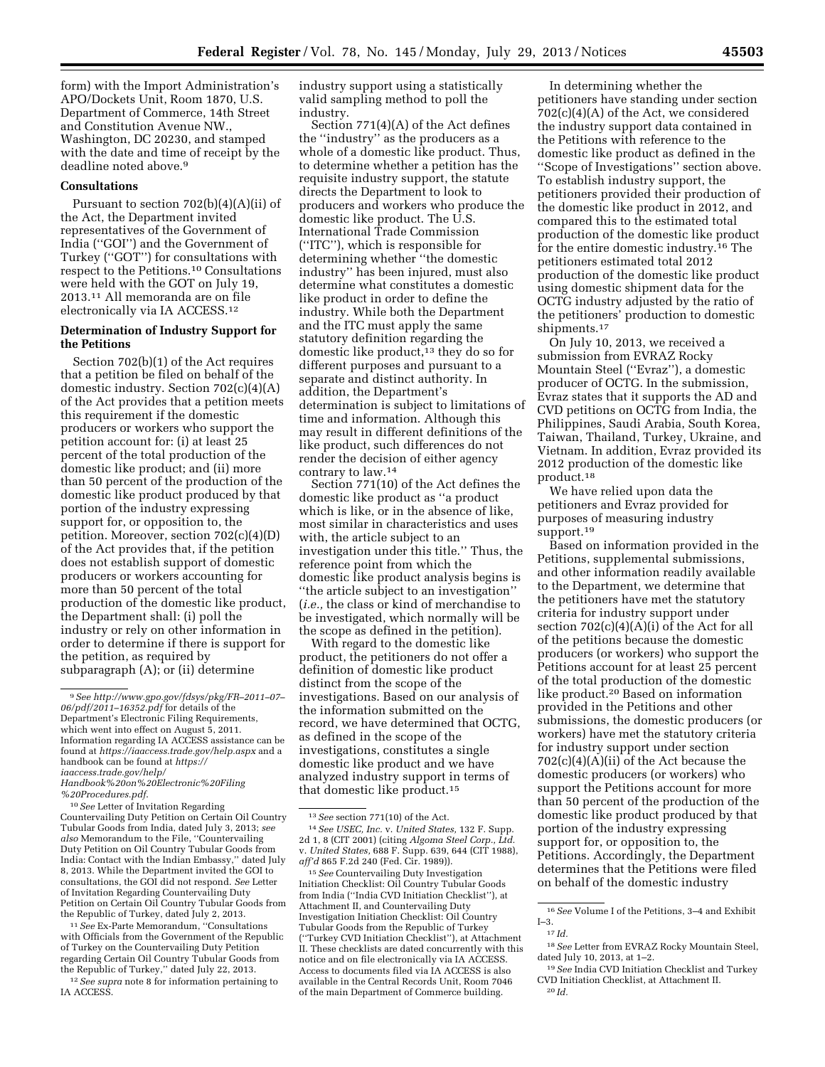form) with the Import Administration's APO/Dockets Unit, Room 1870, U.S. Department of Commerce, 14th Street and Constitution Avenue NW., Washington, DC 20230, and stamped with the date and time of receipt by the deadline noted above.[9]

**Consultations**

Pursuant to section 702(b)(4)(A)(ii) of the Act, the Department invited representatives of the Government of India (''GOI'') and the Government of Turkey (''GOT'') for consultations with respect to the Petitions.[10] Consultations were held with the GOT on July 19, 2013.[11] All memoranda are on file electronically via IA ACCESS.[12]

**Determination of Industry Support for the Petitions**

Section 702(b)(1) of the Act requires that a petition be filed on behalf of the domestic industry. Section 702(c)(4)(A) of the Act provides that a petition meets this requirement if the domestic producers or workers who support the petition account for: (i) at least 25 percent of the total production of the domestic like product; and (ii) more than 50 percent of the production of the domestic like product produced by that portion of the industry expressing support for, or opposition to, the petition. Moreover, section 702(c)(4)(D) of the Act provides that, if the petition does not establish support of domestic producers or workers accounting for more than 50 percent of the total production of the domestic like product, the Department shall: (i) poll the industry or rely on other information in order to determine if there is support for the petition, as required by subparagraph (A); or (ii) determine industry support using a statistically valid sampling method to poll the industry.

Section 771(4)(A) of the Act defines the ''industry'' as the producers as a whole of a domestic like product. Thus, to determine whether a petition has the requisite industry support, the statute directs the Department to look to producers and workers who produce the domestic like product. The U.S. International Trade Commission (''ITC''), which is responsible for determining whether ''the domestic industry'' has been injured, must also determine what constitutes a domestic like product in order to define the industry. While both the Department and the ITC must apply the same statutory definition regarding the domestic like product,[13] they do so for different purposes and pursuant to a separate and distinct authority. In addition, the Department's determination is subject to limitations of time and information. Although this may result in different definitions of the like product, such differences do not render the decision of either agency contrary to law.[14]

Section 771(10) of the Act defines the domestic like product as ''a product which is like, or in the absence of like, most similar in characteristics and uses with, the article subject to an investigation under this title.'' Thus, the reference point from which the domestic like product analysis begins is ''the article subject to an investigation'' (*i.e.,* the class or kind of merchandise to be investigated, which normally will be the scope as defined in the petition).

With regard to the domestic like product, the petitioners do not offer a definition of domestic like product distinct from the scope of the investigations. Based on our analysis of the information submitted on the record, we have determined that OCTG, as defined in the scope of the investigations, constitutes a single domestic like product and we have analyzed industry support in terms of that domestic like product.[15]

In determining whether the petitioners have standing under section 702(c)(4)(A) of the Act, we considered the industry support data contained in the Petitions with reference to the domestic like product as defined in the ''Scope of Investigations'' section above. To establish industry support, the petitioners provided their production of the domestic like product in 2012, and compared this to the estimated total production of the domestic like product for the entire domestic industry.[16] The petitioners estimated total 2012 production of the domestic like product using domestic shipment data for the OCTG industry adjusted by the ratio of the petitioners' production to domestic shipments.[17]

On July 10, 2013, we received a submission from EVRAZ Rocky Mountain Steel (''Evraz''), a domestic producer of OCTG. In the submission, Evraz states that it supports the AD and CVD petitions on OCTG from India, the Philippines, Saudi Arabia, South Korea, Taiwan, Thailand, Turkey, Ukraine, and Vietnam. In addition, Evraz provided its 2012 production of the domestic like product.[18]

We have relied upon data the petitioners and Evraz provided for purposes of measuring industry support.[19]

Based on information provided in the Petitions, supplemental submissions, and other information readily available to the Department, we determine that the petitioners have met the statutory criteria for industry support under section 702(c)(4)(A)(i) of the Act for all of the petitions because the domestic producers (or workers) who support the Petitions account for at least 25 percent of the total production of the domestic like product.[20] Based on information provided in the Petitions and other submissions, the domestic producers (or workers) have met the statutory criteria for industry support under section 702(c)(4)(A)(ii) of the Act because the domestic producers (or workers) who support the Petitions account for more than 50 percent of the production of the domestic like product produced by that portion of the industry expressing support for, or opposition to, the Petitions. Accordingly, the Department determines that the Petitions were filed on behalf of the domestic industry

---

[9] *See http://www.gpo.gov/fdsys/pkg/FR–2011–07–06/pdf/2011–16352.pdf* for details of the Department's Electronic Filing Requirements, which went into effect on August 5, 2011. Information regarding IA ACCESS assistance can be found at *https://iaaccess.trade.gov/help.aspx* and a handbook can be found at *https://iaaccess.trade.gov/help/Handbook%20on%20Electronic%20Filing%20Procedures.pdf*.

[10] *See* Letter of Invitation Regarding Countervailing Duty Petition on Certain Oil Country Tubular Goods from India, dated July 3, 2013; *see also* Memorandum to the File, ''Countervailing Duty Petition on Oil Country Tubular Goods from India: Contact with the Indian Embassy,'' dated July 8, 2013. While the Department invited the GOI to consultations, the GOI did not respond. *See* Letter of Invitation Regarding Countervailing Duty Petition on Certain Oil Country Tubular Goods from the Republic of Turkey, dated July 2, 2013.

[11] *See* Ex-Parte Memorandum, ''Consultations with Officials from the Government of the Republic of Turkey on the Countervailing Duty Petition regarding Certain Oil Country Tubular Goods from the Republic of Turkey,'' dated July 22, 2013.

[12] *See supra* note 8 for information pertaining to IA ACCESS.

[13] *See* section 771(10) of the Act.

[14] *See USEC, Inc.* v. *United States,* 132 F. Supp. 2d 1, 8 (CIT 2001) (citing *Algoma Steel Corp., Ltd.* v. *United States,* 688 F. Supp. 639, 644 (CIT 1988), *aff'd* 865 F.2d 240 (Fed. Cir. 1989)).

[15] *See* Countervailing Duty Investigation Initiation Checklist: Oil Country Tubular Goods from India (''India CVD Initiation Checklist''), at Attachment II, and Countervailing Duty Investigation Initiation Checklist: Oil Country Tubular Goods from the Republic of Turkey (''Turkey CVD Initiation Checklist''), at Attachment II. These checklists are dated concurrently with this notice and on file electronically via IA ACCESS. Access to documents filed via IA ACCESS is also available in the Central Records Unit, Room 7046 of the main Department of Commerce building.

[16] *See* Volume I of the Petitions, 3–4 and Exhibit I–3.

[17] *Id.*

[18] *See* Letter from EVRAZ Rocky Mountain Steel, dated July 10, 2013, at 1–2.

[19] *See* India CVD Initiation Checklist and Turkey CVD Initiation Checklist, at Attachment II.

[20] *Id.*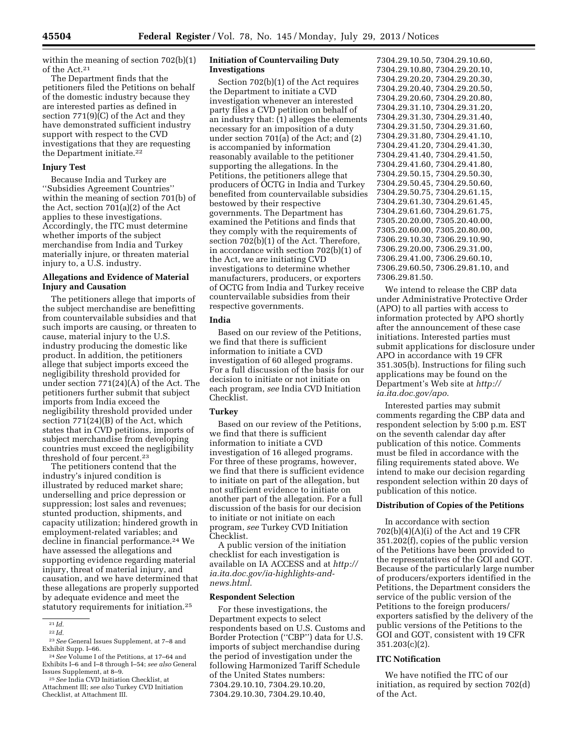within the meaning of section 702(b)(1) of the Act.[21]

The Department finds that the petitioners filed the Petitions on behalf of the domestic industry because they are interested parties as defined in section 771(9)(C) of the Act and they have demonstrated sufficient industry support with respect to the CVD investigations that they are requesting the Department initiate.[22]

## Injury Test

Because India and Turkey are ''Subsidies Agreement Countries'' within the meaning of section 701(b) of the Act, section 701(a)(2) of the Act applies to these investigations. Accordingly, the ITC must determine whether imports of the subject merchandise from India and Turkey materially injure, or threaten material injury to, a U.S. industry.

## Allegations and Evidence of Material Injury and Causation

The petitioners allege that imports of the subject merchandise are benefitting from countervailable subsidies and that such imports are causing, or threaten to cause, material injury to the U.S. industry producing the domestic like product. In addition, the petitioners allege that subject imports exceed the negligibility threshold provided for under section 771(24)(A) of the Act. The petitioners further submit that subject imports from India exceed the negligibility threshold provided under section 771(24)(B) of the Act, which states that in CVD petitions, imports of subject merchandise from developing countries must exceed the negligibility threshold of four percent.[23]

The petitioners contend that the industry's injured condition is illustrated by reduced market share; underselling and price depression or suppression; lost sales and revenues; stunted production, shipments, and capacity utilization; hindered growth in employment-related variables; and decline in financial performance.[24] We have assessed the allegations and supporting evidence regarding material injury, threat of material injury, and causation, and we have determined that these allegations are properly supported by adequate evidence and meet the statutory requirements for initiation.[25]

## Initiation of Countervailing Duty Investigations

Section 702(b)(1) of the Act requires the Department to initiate a CVD investigation whenever an interested party files a CVD petition on behalf of an industry that: (1) alleges the elements necessary for an imposition of a duty under section 701(a) of the Act; and (2) is accompanied by information reasonably available to the petitioner supporting the allegations. In the Petitions, the petitioners allege that producers of OCTG in India and Turkey benefited from countervailable subsidies bestowed by their respective governments. The Department has examined the Petitions and finds that they comply with the requirements of section 702(b)(1) of the Act. Therefore, in accordance with section 702(b)(1) of the Act, we are initiating CVD investigations to determine whether manufacturers, producers, or exporters of OCTG from India and Turkey receive countervailable subsidies from their respective governments.

## India

Based on our review of the Petitions, we find that there is sufficient information to initiate a CVD investigation of 60 alleged programs. For a full discussion of the basis for our decision to initiate or not initiate on each program, *see* India CVD Initiation Checklist.

## Turkey

Based on our review of the Petitions, we find that there is sufficient information to initiate a CVD investigation of 16 alleged programs. For three of these programs, however, we find that there is sufficient evidence to initiate on part of the allegation, but not sufficient evidence to initiate on another part of the allegation. For a full discussion of the basis for our decision to initiate or not initiate on each program, *see* Turkey CVD Initiation Checklist.

A public version of the initiation checklist for each investigation is available on IA ACCESS and at *http://ia.ita.doc.gov/ia-highlights-and-news.html*.

## Respondent Selection

For these investigations, the Department expects to select respondents based on U.S. Customs and Border Protection (''CBP'') data for U.S. imports of subject merchandise during the period of investigation under the following Harmonized Tariff Schedule of the United States numbers: 7304.29.10.10, 7304.29.10.20, 7304.29.10.30, 7304.29.10.40, 7304.29.10.50, 7304.29.10.60, 7304.29.10.80, 7304.29.20.10, 7304.29.20.20, 7304.29.20.30, 7304.29.20.40, 7304.29.20.50, 7304.29.20.60, 7304.29.20.80, 7304.29.31.10, 7304.29.31.20, 7304.29.31.30, 7304.29.31.40, 7304.29.31.50, 7304.29.31.60, 7304.29.31.80, 7304.29.41.10, 7304.29.41.20, 7304.29.41.30, 7304.29.41.40, 7304.29.41.50, 7304.29.41.60, 7304.29.41.80, 7304.29.50.15, 7304.29.50.30, 7304.29.50.45, 7304.29.50.60, 7304.29.50.75, 7304.29.61.15, 7304.29.61.30, 7304.29.61.45, 7304.29.61.60, 7304.29.61.75, 7305.20.20.00, 7305.20.40.00, 7305.20.60.00, 7305.20.80.00, 7306.29.10.30, 7306.29.10.90, 7306.29.20.00, 7306.29.31.00, 7306.29.41.00, 7306.29.60.10, 7306.29.60.50, 7306.29.81.10, and 7306.29.81.50.

We intend to release the CBP data under Administrative Protective Order (APO) to all parties with access to information protected by APO shortly after the announcement of these case initiations. Interested parties must submit applications for disclosure under APO in accordance with 19 CFR 351.305(b). Instructions for filing such applications may be found on the Department's Web site at *http://ia.ita.doc.gov/apo*.

Interested parties may submit comments regarding the CBP data and respondent selection by 5:00 p.m. EST on the seventh calendar day after publication of this notice. Comments must be filed in accordance with the filing requirements stated above. We intend to make our decision regarding respondent selection within 20 days of publication of this notice.

## Distribution of Copies of the Petitions

In accordance with section 702(b)(4)(A)(i) of the Act and 19 CFR 351.202(f), copies of the public version of the Petitions have been provided to the representatives of the GOI and GOT. Because of the particularly large number of producers/exporters identified in the Petitions, the Department considers the service of the public version of the Petitions to the foreign producers/exporters satisfied by the delivery of the public versions of the Petitions to the GOI and GOT, consistent with 19 CFR 351.203(c)(2).

## ITC Notification

We have notified the ITC of our initiation, as required by section 702(d) of the Act.

---

[21] *Id.*

[22] *Id.*

[23] *See* General Issues Supplement, at 7–8 and Exhibit Supp. I–66.

[24] *See* Volume I of the Petitions, at 17–64 and Exhibits I–6 and I–8 through I–54; *see also* General Issues Supplement, at 8–9.

[25] *See* India CVD Initiation Checklist, at Attachment III; *see also* Turkey CVD Initiation Checklist, at Attachment III.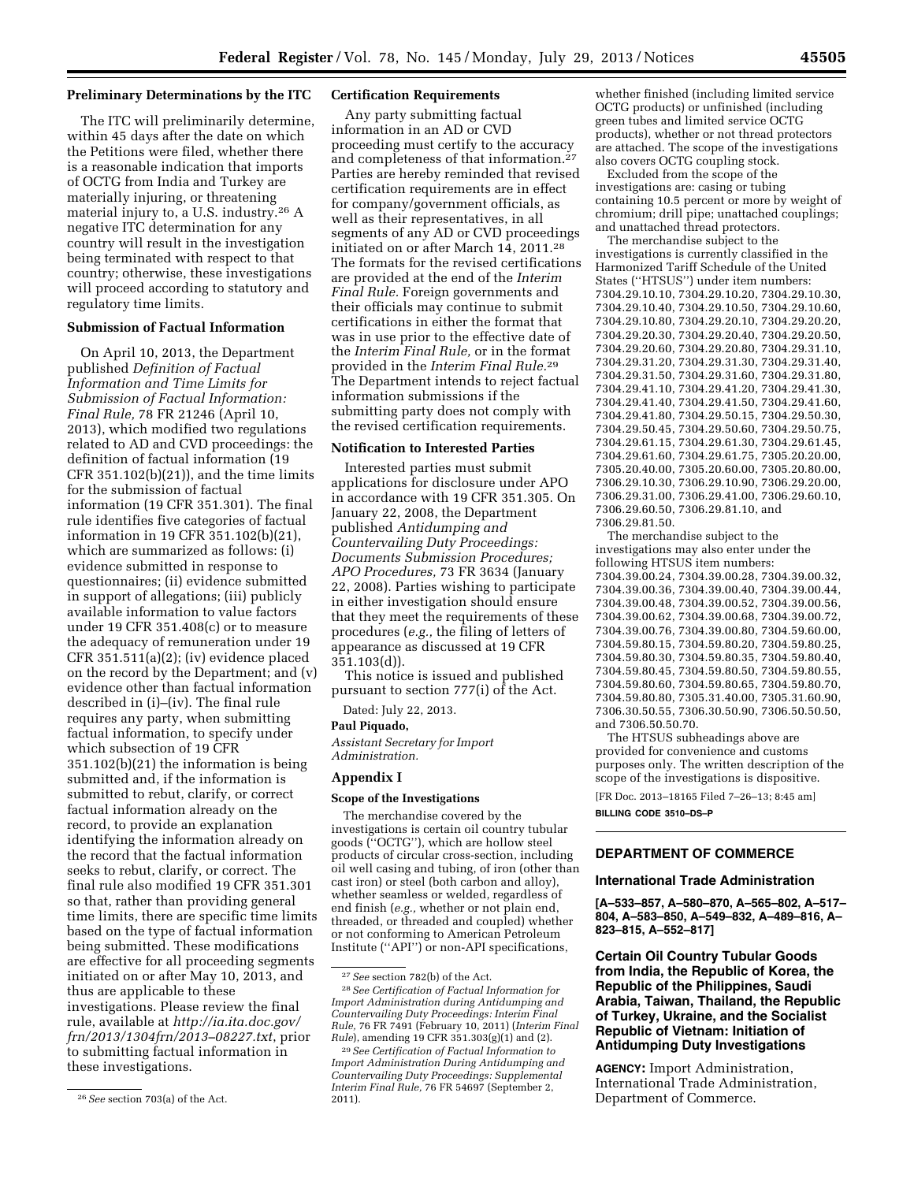**Preliminary Determinations by the ITC**

The ITC will preliminarily determine, within 45 days after the date on which the Petitions were filed, whether there is a reasonable indication that imports of OCTG from India and Turkey are materially injuring, or threatening material injury to, a U.S. industry.[26] A negative ITC determination for any country will result in the investigation being terminated with respect to that country; otherwise, these investigations will proceed according to statutory and regulatory time limits.

**Submission of Factual Information**

On April 10, 2013, the Department published *Definition of Factual Information and Time Limits for Submission of Factual Information: Final Rule,* 78 FR 21246 (April 10, 2013), which modified two regulations related to AD and CVD proceedings: the definition of factual information (19 CFR 351.102(b)(21)), and the time limits for the submission of factual information (19 CFR 351.301). The final rule identifies five categories of factual information in 19 CFR 351.102(b)(21), which are summarized as follows: (i) evidence submitted in response to questionnaires; (ii) evidence submitted in support of allegations; (iii) publicly available information to value factors under 19 CFR 351.408(c) or to measure the adequacy of remuneration under 19 CFR 351.511(a)(2); (iv) evidence placed on the record by the Department; and (v) evidence other than factual information described in (i)–(iv). The final rule requires any party, when submitting factual information, to specify under which subsection of 19 CFR 351.102(b)(21) the information is being submitted and, if the information is submitted to rebut, clarify, or correct factual information already on the record, to provide an explanation identifying the information already on the record that the factual information seeks to rebut, clarify, or correct. The final rule also modified 19 CFR 351.301 so that, rather than providing general time limits, there are specific time limits based on the type of factual information being submitted. These modifications are effective for all proceeding segments initiated on or after May 10, 2013, and thus are applicable to these investigations. Please review the final rule, available at *http://ia.ita.doc.gov/frn/2013/1304frn/2013–08227.txt*, prior to submitting factual information in these investigations.

**Certification Requirements**

Any party submitting factual information in an AD or CVD proceeding must certify to the accuracy and completeness of that information.[27] Parties are hereby reminded that revised certification requirements are in effect for company/government officials, as well as their representatives, in all segments of any AD or CVD proceedings initiated on or after March 14, 2011.[28] The formats for the revised certifications are provided at the end of the *Interim Final Rule.* Foreign governments and their officials may continue to submit certifications in either the format that was in use prior to the effective date of the *Interim Final Rule,* or in the format provided in the *Interim Final Rule.*[29] The Department intends to reject factual information submissions if the submitting party does not comply with the revised certification requirements.

**Notification to Interested Parties**

Interested parties must submit applications for disclosure under APO in accordance with 19 CFR 351.305. On January 22, 2008, the Department published *Antidumping and Countervailing Duty Proceedings: Documents Submission Procedures; APO Procedures,* 73 FR 3634 (January 22, 2008). Parties wishing to participate in either investigation should ensure that they meet the requirements of these procedures (*e.g.,* the filing of letters of appearance as discussed at 19 CFR 351.103(d)).

This notice is issued and published pursuant to section 777(i) of the Act.

Dated: July 22, 2013.

**Paul Piquado,**

*Assistant Secretary for Import Administration.*

## Appendix I

### Scope of the Investigations

The merchandise covered by the investigations is certain oil country tubular goods (''OCTG''), which are hollow steel products of circular cross-section, including oil well casing and tubing, of iron (other than cast iron) or steel (both carbon and alloy), whether seamless or welded, regardless of end finish (*e.g.,* whether or not plain end, threaded, or threaded and coupled) whether or not conforming to American Petroleum Institute (''API'') or non-API specifications, whether finished (including limited service OCTG products) or unfinished (including green tubes and limited service OCTG products), whether or not thread protectors are attached. The scope of the investigations also covers OCTG coupling stock.

Excluded from the scope of the investigations are: casing or tubing containing 10.5 percent or more by weight of chromium; drill pipe; unattached couplings; and unattached thread protectors.

The merchandise subject to the investigations is currently classified in the Harmonized Tariff Schedule of the United States (''HTSUS'') under item numbers: 7304.29.10.10, 7304.29.10.20, 7304.29.10.30, 7304.29.10.40, 7304.29.10.50, 7304.29.10.60, 7304.29.10.80, 7304.29.20.10, 7304.29.20.20, 7304.29.20.30, 7304.29.20.40, 7304.29.20.50, 7304.29.20.60, 7304.29.20.80, 7304.29.31.10, 7304.29.31.20, 7304.29.31.30, 7304.29.31.40, 7304.29.31.50, 7304.29.31.60, 7304.29.31.80, 7304.29.41.10, 7304.29.41.20, 7304.29.41.30, 7304.29.41.40, 7304.29.41.50, 7304.29.41.60, 7304.29.41.80, 7304.29.50.15, 7304.29.50.30, 7304.29.50.45, 7304.29.50.60, 7304.29.50.75, 7304.29.61.15, 7304.29.61.30, 7304.29.61.45, 7304.29.61.60, 7304.29.61.75, 7305.20.20.00, 7305.20.40.00, 7305.20.60.00, 7305.20.80.00, 7306.29.10.30, 7306.29.10.90, 7306.29.20.00, 7306.29.31.00, 7306.29.41.00, 7306.29.60.10, 7306.29.60.50, 7306.29.81.10, and 7306.29.81.50.

The merchandise subject to the investigations may also enter under the following HTSUS item numbers: 7304.39.00.24, 7304.39.00.28, 7304.39.00.32, 7304.39.00.36, 7304.39.00.40, 7304.39.00.44, 7304.39.00.48, 7304.39.00.52, 7304.39.00.56, 7304.39.00.62, 7304.39.00.68, 7304.39.00.72, 7304.39.00.76, 7304.39.00.80, 7304.59.60.00, 7304.59.80.15, 7304.59.80.20, 7304.59.80.25, 7304.59.80.30, 7304.59.80.35, 7304.59.80.40, 7304.59.80.45, 7304.59.80.50, 7304.59.80.55, 7304.59.80.60, 7304.59.80.65, 7304.59.80.70, 7304.59.80.80, 7305.31.40.00, 7305.31.60.90, 7306.30.50.55, 7306.30.50.90, 7306.50.50.50, and 7306.50.50.70.

The HTSUS subheadings above are provided for convenience and customs purposes only. The written description of the scope of the investigations is dispositive.

[FR Doc. 2013–18165 Filed 7–26–13; 8:45 am]

**BILLING CODE 3510–DS–P**

---

[26] *See* section 703(a) of the Act.

[27] *See* section 782(b) of the Act.

[28] *See Certification of Factual Information for Import Administration during Antidumping and Countervailing Duty Proceedings: Interim Final Rule,* 76 FR 7491 (February 10, 2011) (*Interim Final Rule*), amending 19 CFR 351.303(g)(1) and (2).

[29] *See Certification of Factual Information to Import Administration During Antidumping and Countervailing Duty Proceedings: Supplemental Interim Final Rule,* 76 FR 54697 (September 2, 2011).

---

## DEPARTMENT OF COMMERCE

### International Trade Administration

**[A–533–857, A–580–870, A–565–802, A–517–804, A–583–850, A–549–832, A–489–816, A–823–815, A–552–817]**

### Certain Oil Country Tubular Goods from India, the Republic of Korea, the Republic of the Philippines, Saudi Arabia, Taiwan, Thailand, the Republic of Turkey, Ukraine, and the Socialist Republic of Vietnam: Initiation of Antidumping Duty Investigations

**AGENCY:** Import Administration, International Trade Administration, Department of Commerce.